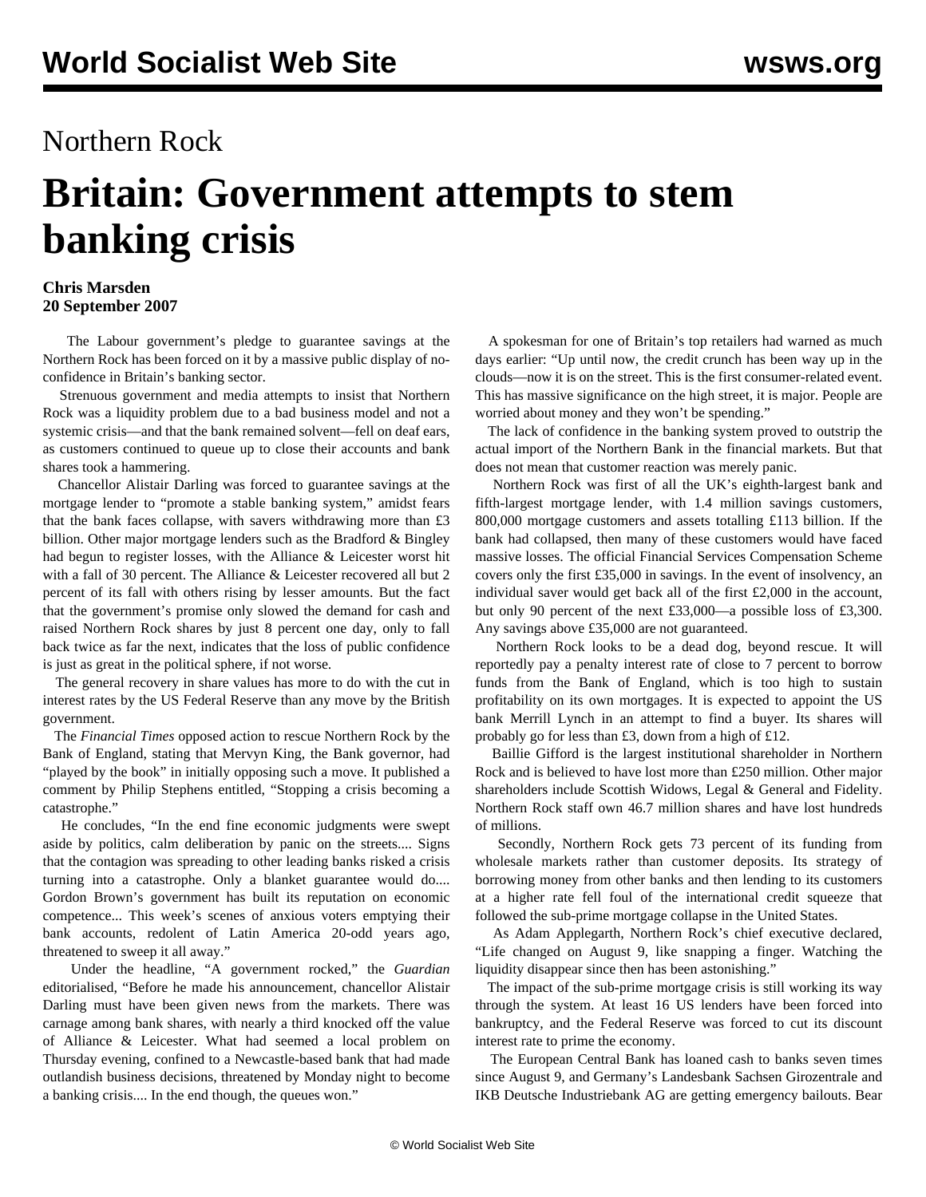# Northern Rock

# Britain: Government attempts to stem banking crisis

**Chris Marsden**
**20 September 2007**

The Labour government's pledge to guarantee savings at the Northern Rock has been forced on it by a massive public display of no-confidence in Britain's banking sector.

Strenuous government and media attempts to insist that Northern Rock was a liquidity problem due to a bad business model and not a systemic crisis—and that the bank remained solvent—fell on deaf ears, as customers continued to queue up to close their accounts and bank shares took a hammering.

Chancellor Alistair Darling was forced to guarantee savings at the mortgage lender to "promote a stable banking system," amidst fears that the bank faces collapse, with savers withdrawing more than £3 billion. Other major mortgage lenders such as the Bradford & Bingley had begun to register losses, with the Alliance & Leicester worst hit with a fall of 30 percent. The Alliance & Leicester recovered all but 2 percent of its fall with others rising by lesser amounts. But the fact that the government's promise only slowed the demand for cash and raised Northern Rock shares by just 8 percent one day, only to fall back twice as far the next, indicates that the loss of public confidence is just as great in the political sphere, if not worse.

The general recovery in share values has more to do with the cut in interest rates by the US Federal Reserve than any move by the British government.

The *Financial Times* opposed action to rescue Northern Rock by the Bank of England, stating that Mervyn King, the Bank governor, had "played by the book" in initially opposing such a move. It published a comment by Philip Stephens entitled, "Stopping a crisis becoming a catastrophe."

He concludes, "In the end fine economic judgments were swept aside by politics, calm deliberation by panic on the streets.... Signs that the contagion was spreading to other leading banks risked a crisis turning into a catastrophe. Only a blanket guarantee would do.... Gordon Brown's government has built its reputation on economic competence... This week's scenes of anxious voters emptying their bank accounts, redolent of Latin America 20-odd years ago, threatened to sweep it all away."

Under the headline, "A government rocked," the *Guardian* editorialised, "Before he made his announcement, chancellor Alistair Darling must have been given news from the markets. There was carnage among bank shares, with nearly a third knocked off the value of Alliance & Leicester. What had seemed a local problem on Thursday evening, confined to a Newcastle-based bank that had made outlandish business decisions, threatened by Monday night to become a banking crisis.... In the end though, the queues won."

A spokesman for one of Britain's top retailers had warned as much days earlier: "Up until now, the credit crunch has been way up in the clouds—now it is on the street. This is the first consumer-related event. This has massive significance on the high street, it is major. People are worried about money and they won't be spending."

The lack of confidence in the banking system proved to outstrip the actual import of the Northern Bank in the financial markets. But that does not mean that customer reaction was merely panic.

Northern Rock was first of all the UK's eighth-largest bank and fifth-largest mortgage lender, with 1.4 million savings customers, 800,000 mortgage customers and assets totalling £113 billion. If the bank had collapsed, then many of these customers would have faced massive losses. The official Financial Services Compensation Scheme covers only the first £35,000 in savings. In the event of insolvency, an individual saver would get back all of the first £2,000 in the account, but only 90 percent of the next £33,000—a possible loss of £3,300. Any savings above £35,000 are not guaranteed.

Northern Rock looks to be a dead dog, beyond rescue. It will reportedly pay a penalty interest rate of close to 7 percent to borrow funds from the Bank of England, which is too high to sustain profitability on its own mortgages. It is expected to appoint the US bank Merrill Lynch in an attempt to find a buyer. Its shares will probably go for less than £3, down from a high of £12.

Baillie Gifford is the largest institutional shareholder in Northern Rock and is believed to have lost more than £250 million. Other major shareholders include Scottish Widows, Legal & General and Fidelity. Northern Rock staff own 46.7 million shares and have lost hundreds of millions.

Secondly, Northern Rock gets 73 percent of its funding from wholesale markets rather than customer deposits. Its strategy of borrowing money from other banks and then lending to its customers at a higher rate fell foul of the international credit squeeze that followed the sub-prime mortgage collapse in the United States.

As Adam Applegarth, Northern Rock's chief executive declared, "Life changed on August 9, like snapping a finger. Watching the liquidity disappear since then has been astonishing."

The impact of the sub-prime mortgage crisis is still working its way through the system. At least 16 US lenders have been forced into bankruptcy, and the Federal Reserve was forced to cut its discount interest rate to prime the economy.

The European Central Bank has loaned cash to banks seven times since August 9, and Germany's Landesbank Sachsen Girozentrale and IKB Deutsche Industriebank AG are getting emergency bailouts. Bear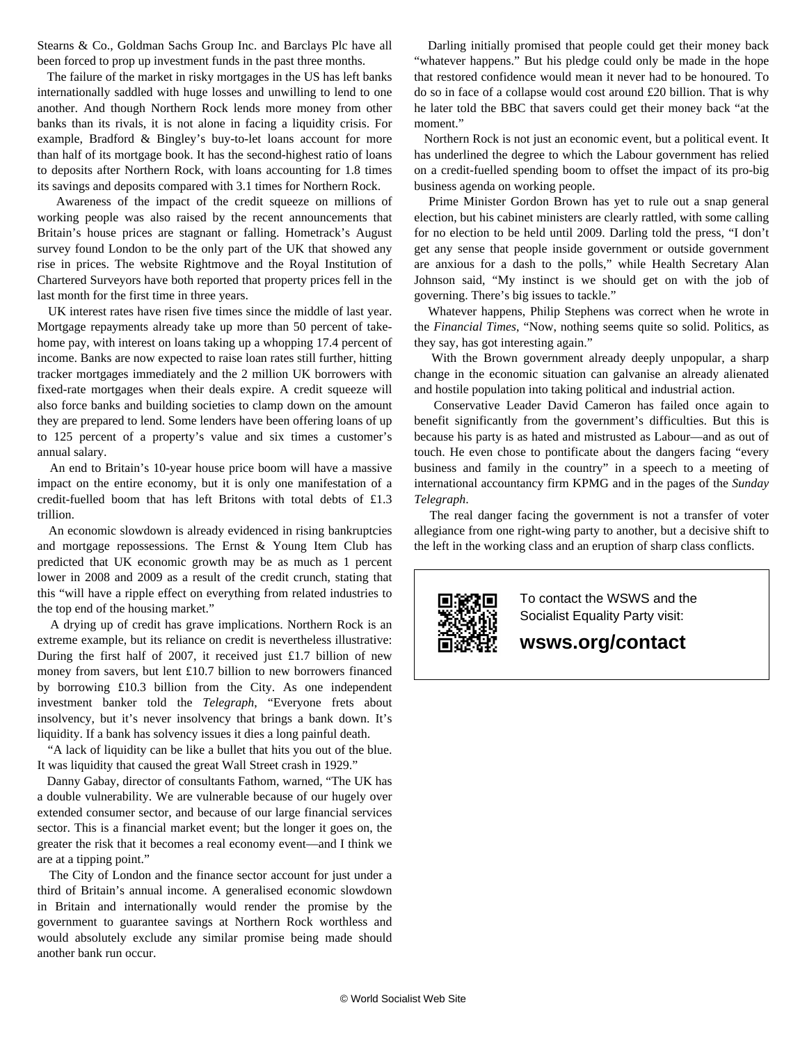Stearns & Co., Goldman Sachs Group Inc. and Barclays Plc have all been forced to prop up investment funds in the past three months.

The failure of the market in risky mortgages in the US has left banks internationally saddled with huge losses and unwilling to lend to one another. And though Northern Rock lends more money from other banks than its rivals, it is not alone in facing a liquidity crisis. For example, Bradford & Bingley's buy-to-let loans account for more than half of its mortgage book. It has the second-highest ratio of loans to deposits after Northern Rock, with loans accounting for 1.8 times its savings and deposits compared with 3.1 times for Northern Rock.

Awareness of the impact of the credit squeeze on millions of working people was also raised by the recent announcements that Britain's house prices are stagnant or falling. Hometrack's August survey found London to be the only part of the UK that showed any rise in prices. The website Rightmove and the Royal Institution of Chartered Surveyors have both reported that property prices fell in the last month for the first time in three years.

UK interest rates have risen five times since the middle of last year. Mortgage repayments already take up more than 50 percent of take-home pay, with interest on loans taking up a whopping 17.4 percent of income. Banks are now expected to raise loan rates still further, hitting tracker mortgages immediately and the 2 million UK borrowers with fixed-rate mortgages when their deals expire. A credit squeeze will also force banks and building societies to clamp down on the amount they are prepared to lend. Some lenders have been offering loans of up to 125 percent of a property's value and six times a customer's annual salary.

An end to Britain's 10-year house price boom will have a massive impact on the entire economy, but it is only one manifestation of a credit-fuelled boom that has left Britons with total debts of £1.3 trillion.

An economic slowdown is already evidenced in rising bankruptcies and mortgage repossessions. The Ernst & Young Item Club has predicted that UK economic growth may be as much as 1 percent lower in 2008 and 2009 as a result of the credit crunch, stating that this "will have a ripple effect on everything from related industries to the top end of the housing market."

A drying up of credit has grave implications. Northern Rock is an extreme example, but its reliance on credit is nevertheless illustrative: During the first half of 2007, it received just £1.7 billion of new money from savers, but lent £10.7 billion to new borrowers financed by borrowing £10.3 billion from the City. As one independent investment banker told the *Telegraph*, "Everyone frets about insolvency, but it's never insolvency that brings a bank down. It's liquidity. If a bank has solvency issues it dies a long painful death.

"A lack of liquidity can be like a bullet that hits you out of the blue. It was liquidity that caused the great Wall Street crash in 1929."

Danny Gabay, director of consultants Fathom, warned, "The UK has a double vulnerability. We are vulnerable because of our hugely over extended consumer sector, and because of our large financial services sector. This is a financial market event; but the longer it goes on, the greater the risk that it becomes a real economy event—and I think we are at a tipping point."

The City of London and the finance sector account for just under a third of Britain's annual income. A generalised economic slowdown in Britain and internationally would render the promise by the government to guarantee savings at Northern Rock worthless and would absolutely exclude any similar promise being made should another bank run occur.

Darling initially promised that people could get their money back "whatever happens." But his pledge could only be made in the hope that restored confidence would mean it never had to be honoured. To do so in face of a collapse would cost around £20 billion. That is why he later told the BBC that savers could get their money back "at the moment."

Northern Rock is not just an economic event, but a political event. It has underlined the degree to which the Labour government has relied on a credit-fuelled spending boom to offset the impact of its pro-big business agenda on working people.

Prime Minister Gordon Brown has yet to rule out a snap general election, but his cabinet ministers are clearly rattled, with some calling for no election to be held until 2009. Darling told the press, "I don't get any sense that people inside government or outside government are anxious for a dash to the polls," while Health Secretary Alan Johnson said, "My instinct is we should get on with the job of governing. There's big issues to tackle."

Whatever happens, Philip Stephens was correct when he wrote in the *Financial Times*, "Now, nothing seems quite so solid. Politics, as they say, has got interesting again."

With the Brown government already deeply unpopular, a sharp change in the economic situation can galvanise an already alienated and hostile population into taking political and industrial action.

Conservative Leader David Cameron has failed once again to benefit significantly from the government's difficulties. But this is because his party is as hated and mistrusted as Labour—and as out of touch. He even chose to pontificate about the dangers facing "every business and family in the country" in a speech to a meeting of international accountancy firm KPMG and in the pages of the *Sunday Telegraph*.

The real danger facing the government is not a transfer of voter allegiance from one right-wing party to another, but a decisive shift to the left in the working class and an eruption of sharp class conflicts.

To contact the WSWS and the Socialist Equality Party visit:

**wsws.org/contact**